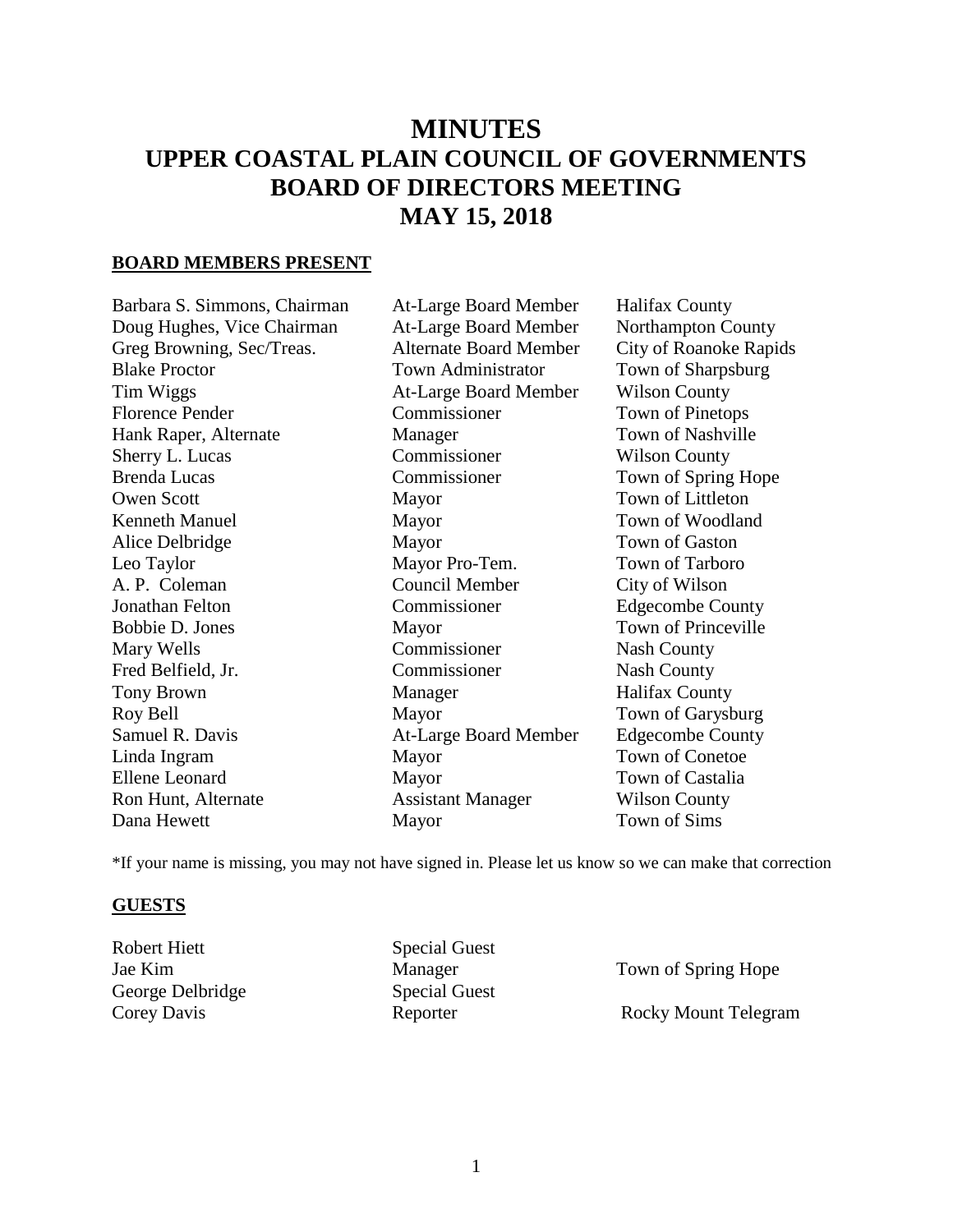# MINUTES
# UPPER COASTAL PLAIN COUNCIL OF GOVERNMENTS
# BOARD OF DIRECTORS MEETING
# MAY 15, 2018

## BOARD MEMBERS PRESENT

| | | |
|---|---|---|
| Barbara S. Simmons, Chairman | At-Large Board Member | Halifax County |
| Doug Hughes, Vice Chairman | At-Large Board Member | Northampton County |
| Greg Browning, Sec/Treas. | Alternate Board Member | City of Roanoke Rapids |
| Blake Proctor | Town Administrator | Town of Sharpsburg |
| Tim Wiggs | At-Large Board Member | Wilson County |
| Florence Pender | Commissioner | Town of Pinetops |
| Hank Raper, Alternate | Manager | Town of Nashville |
| Sherry L. Lucas | Commissioner | Wilson County |
| Brenda Lucas | Commissioner | Town of Spring Hope |
| Owen Scott | Mayor | Town of Littleton |
| Kenneth Manuel | Mayor | Town of Woodland |
| Alice Delbridge | Mayor | Town of Gaston |
| Leo Taylor | Mayor Pro-Tem. | Town of Tarboro |
| A. P. Coleman | Council Member | City of Wilson |
| Jonathan Felton | Commissioner | Edgecombe County |
| Bobbie D. Jones | Mayor | Town of Princeville |
| Mary Wells | Commissioner | Nash County |
| Fred Belfield, Jr. | Commissioner | Nash County |
| Tony Brown | Manager | Halifax County |
| Roy Bell | Mayor | Town of Garysburg |
| Samuel R. Davis | At-Large Board Member | Edgecombe County |
| Linda Ingram | Mayor | Town of Conetoe |
| Ellene Leonard | Mayor | Town of Castalia |
| Ron Hunt, Alternate | Assistant Manager | Wilson County |
| Dana Hewett | Mayor | Town of Sims |

*If your name is missing, you may not have signed in. Please let us know so we can make that correction

## GUESTS

| | | |
|---|---|---|
| Robert Hiett | Special Guest | |
| Jae Kim | Manager | Town of Spring Hope |
| George Delbridge | Special Guest | |
| Corey Davis | Reporter | Rocky Mount Telegram |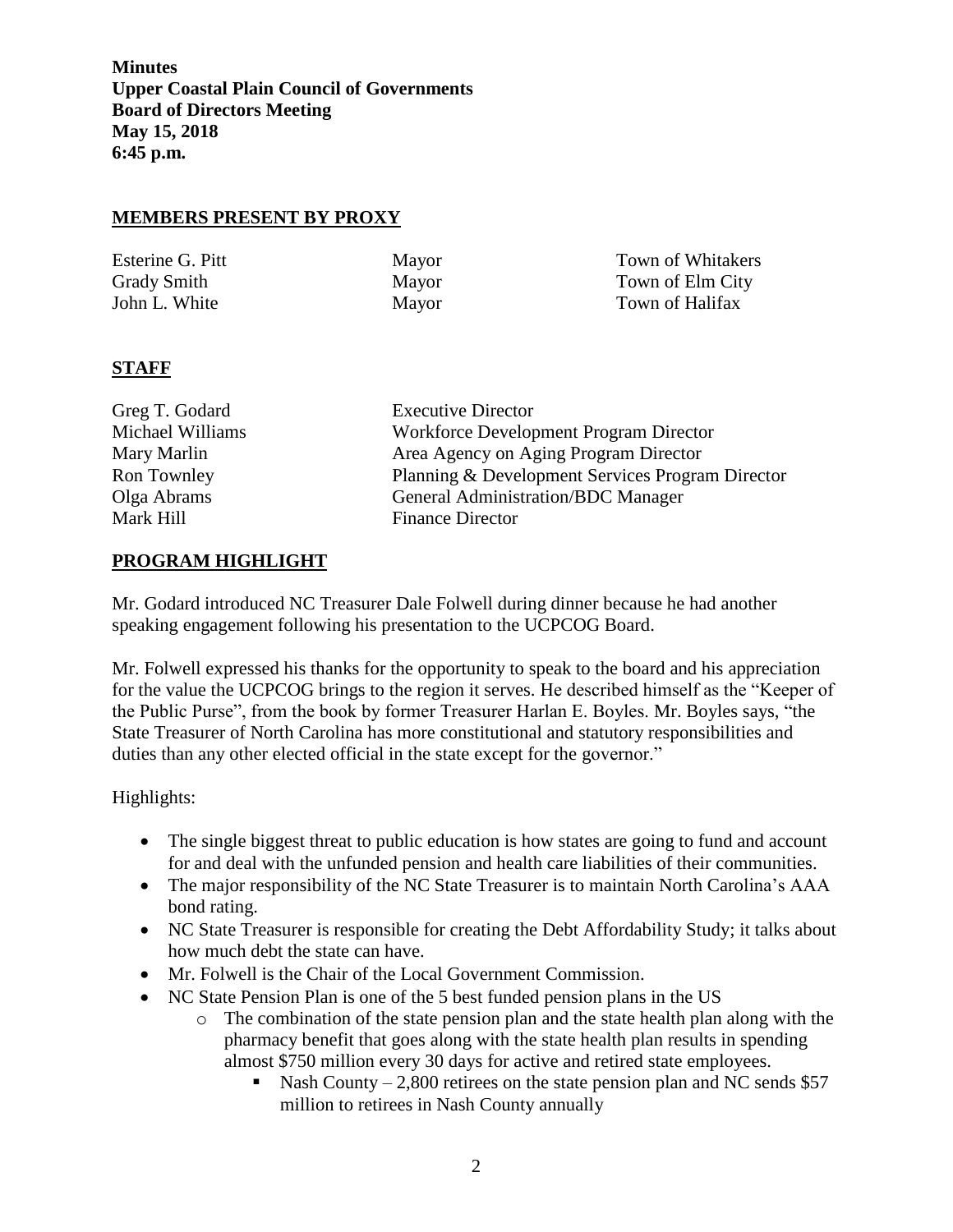**Minutes**
**Upper Coastal Plain Council of Governments**
**Board of Directors Meeting**
**May 15, 2018**
**6:45 p.m.**

## MEMBERS PRESENT BY PROXY

| | | |
|---|---|---|
| Esterine G. Pitt | Mayor | Town of Whitakers |
| Grady Smith | Mayor | Town of Elm City |
| John L. White | Mayor | Town of Halifax |

## STAFF

| | |
|---|---|
| Greg T. Godard | Executive Director |
| Michael Williams | Workforce Development Program Director |
| Mary Marlin | Area Agency on Aging Program Director |
| Ron Townley | Planning & Development Services Program Director |
| Olga Abrams | General Administration/BDC Manager |
| Mark Hill | Finance Director |

## PROGRAM HIGHLIGHT

Mr. Godard introduced NC Treasurer Dale Folwell during dinner because he had another speaking engagement following his presentation to the UCPCOG Board.

Mr. Folwell expressed his thanks for the opportunity to speak to the board and his appreciation for the value the UCPCOG brings to the region it serves. He described himself as the "Keeper of the Public Purse", from the book by former Treasurer Harlan E. Boyles. Mr. Boyles says, "the State Treasurer of North Carolina has more constitutional and statutory responsibilities and duties than any other elected official in the state except for the governor."

Highlights:

- The single biggest threat to public education is how states are going to fund and account for and deal with the unfunded pension and health care liabilities of their communities.
- The major responsibility of the NC State Treasurer is to maintain North Carolina's AAA bond rating.
- NC State Treasurer is responsible for creating the Debt Affordability Study; it talks about how much debt the state can have.
- Mr. Folwell is the Chair of the Local Government Commission.
- NC State Pension Plan is one of the 5 best funded pension plans in the US
  - The combination of the state pension plan and the state health plan along with the pharmacy benefit that goes along with the state health plan results in spending almost $750 million every 30 days for active and retired state employees.
    - Nash County – 2,800 retirees on the state pension plan and NC sends $57 million to retirees in Nash County annually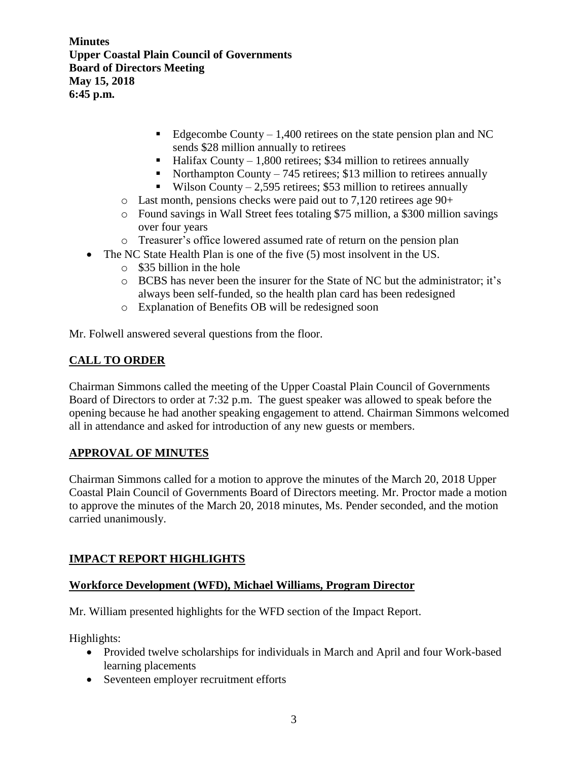- Edgecombe County – 1,400 retirees on the state pension plan and NC sends $28 million annually to retirees
    - Halifax County – 1,800 retirees; $34 million to retirees annually
    - Northampton County – 745 retirees; $13 million to retirees annually
    - Wilson County – 2,595 retirees; $53 million to retirees annually
  - Last month, pensions checks were paid out to 7,120 retirees age 90+
  - Found savings in Wall Street fees totaling $75 million, a $300 million savings over four years
  - Treasurer's office lowered assumed rate of return on the pension plan
- The NC State Health Plan is one of the five (5) most insolvent in the US.
  - $35 billion in the hole
  - BCBS has never been the insurer for the State of NC but the administrator; it's always been self-funded, so the health plan card has been redesigned
  - Explanation of Benefits OB will be redesigned soon

Mr. Folwell answered several questions from the floor.

## CALL TO ORDER

Chairman Simmons called the meeting of the Upper Coastal Plain Council of Governments Board of Directors to order at 7:32 p.m. The guest speaker was allowed to speak before the opening because he had another speaking engagement to attend. Chairman Simmons welcomed all in attendance and asked for introduction of any new guests or members.

## APPROVAL OF MINUTES

Chairman Simmons called for a motion to approve the minutes of the March 20, 2018 Upper Coastal Plain Council of Governments Board of Directors meeting. Mr. Proctor made a motion to approve the minutes of the March 20, 2018 minutes, Ms. Pender seconded, and the motion carried unanimously.

## IMPACT REPORT HIGHLIGHTS

### Workforce Development (WFD), Michael Williams, Program Director

Mr. William presented highlights for the WFD section of the Impact Report.

Highlights:

- Provided twelve scholarships for individuals in March and April and four Work-based learning placements
- Seventeen employer recruitment efforts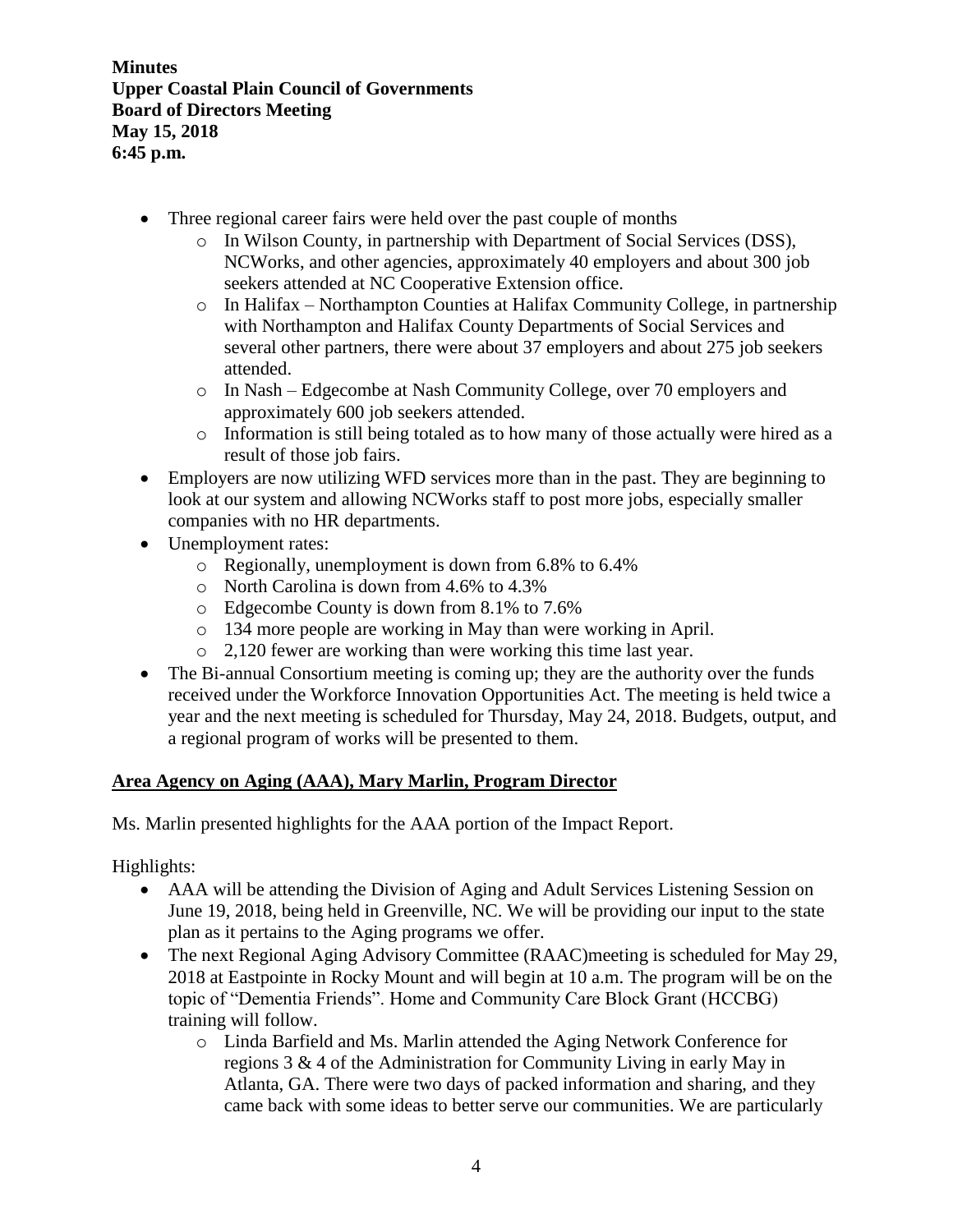**Minutes**
**Upper Coastal Plain Council of Governments**
**Board of Directors Meeting**
**May 15, 2018**
**6:45 p.m.**

- Three regional career fairs were held over the past couple of months
    - In Wilson County, in partnership with Department of Social Services (DSS), NCWorks, and other agencies, approximately 40 employers and about 300 job seekers attended at NC Cooperative Extension office.
    - In Halifax – Northampton Counties at Halifax Community College, in partnership with Northampton and Halifax County Departments of Social Services and several other partners, there were about 37 employers and about 275 job seekers attended.
    - In Nash – Edgecombe at Nash Community College, over 70 employers and approximately 600 job seekers attended.
    - Information is still being totaled as to how many of those actually were hired as a result of those job fairs.
- Employers are now utilizing WFD services more than in the past. They are beginning to look at our system and allowing NCWorks staff to post more jobs, especially smaller companies with no HR departments.
- Unemployment rates:
    - Regionally, unemployment is down from 6.8% to 6.4%
    - North Carolina is down from 4.6% to 4.3%
    - Edgecombe County is down from 8.1% to 7.6%
    - 134 more people are working in May than were working in April.
    - 2,120 fewer are working than were working this time last year.
- The Bi-annual Consortium meeting is coming up; they are the authority over the funds received under the Workforce Innovation Opportunities Act. The meeting is held twice a year and the next meeting is scheduled for Thursday, May 24, 2018. Budgets, output, and a regional program of works will be presented to them.

**Area Agency on Aging (AAA), Mary Marlin, Program Director**

Ms. Marlin presented highlights for the AAA portion of the Impact Report.

Highlights:

- AAA will be attending the Division of Aging and Adult Services Listening Session on June 19, 2018, being held in Greenville, NC. We will be providing our input to the state plan as it pertains to the Aging programs we offer.
- The next Regional Aging Advisory Committee (RAAC)meeting is scheduled for May 29, 2018 at Eastpointe in Rocky Mount and will begin at 10 a.m. The program will be on the topic of "Dementia Friends". Home and Community Care Block Grant (HCCBG) training will follow.
    - Linda Barfield and Ms. Marlin attended the Aging Network Conference for regions 3 & 4 of the Administration for Community Living in early May in Atlanta, GA. There were two days of packed information and sharing, and they came back with some ideas to better serve our communities. We are particularly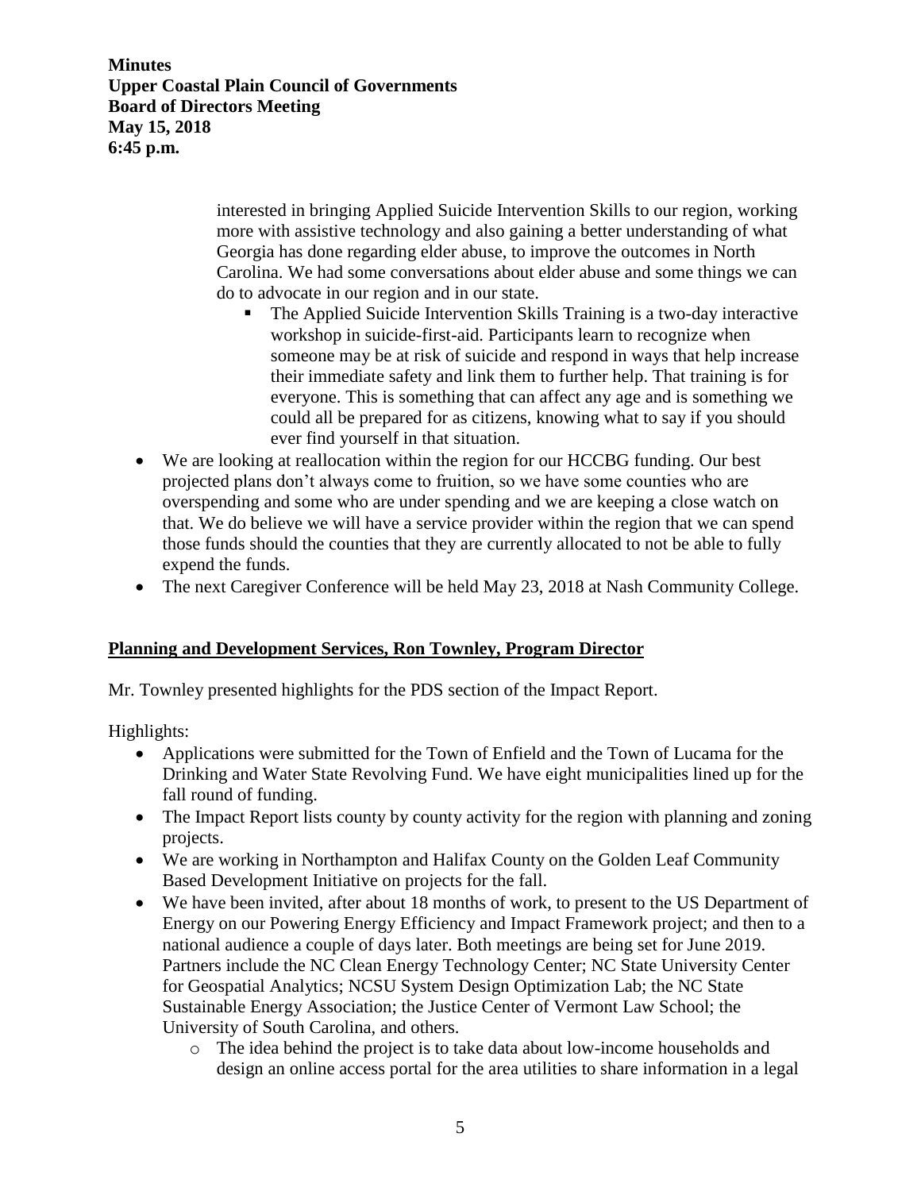interested in bringing Applied Suicide Intervention Skills to our region, working more with assistive technology and also gaining a better understanding of what Georgia has done regarding elder abuse, to improve the outcomes in North Carolina. We had some conversations about elder abuse and some things we can do to advocate in our region and in our state.

  - The Applied Suicide Intervention Skills Training is a two-day interactive workshop in suicide-first-aid. Participants learn to recognize when someone may be at risk of suicide and respond in ways that help increase their immediate safety and link them to further help. That training is for everyone. This is something that can affect any age and is something we could all be prepared for as citizens, knowing what to say if you should ever find yourself in that situation.

- We are looking at reallocation within the region for our HCCBG funding. Our best projected plans don't always come to fruition, so we have some counties who are overspending and some who are under spending and we are keeping a close watch on that. We do believe we will have a service provider within the region that we can spend those funds should the counties that they are currently allocated to not be able to fully expend the funds.
- The next Caregiver Conference will be held May 23, 2018 at Nash Community College.

**Planning and Development Services, Ron Townley, Program Director**

Mr. Townley presented highlights for the PDS section of the Impact Report.

Highlights:

- Applications were submitted for the Town of Enfield and the Town of Lucama for the Drinking and Water State Revolving Fund. We have eight municipalities lined up for the fall round of funding.
- The Impact Report lists county by county activity for the region with planning and zoning projects.
- We are working in Northampton and Halifax County on the Golden Leaf Community Based Development Initiative on projects for the fall.
- We have been invited, after about 18 months of work, to present to the US Department of Energy on our Powering Energy Efficiency and Impact Framework project; and then to a national audience a couple of days later. Both meetings are being set for June 2019. Partners include the NC Clean Energy Technology Center; NC State University Center for Geospatial Analytics; NCSU System Design Optimization Lab; the NC State Sustainable Energy Association; the Justice Center of Vermont Law School; the University of South Carolina, and others.
  - The idea behind the project is to take data about low-income households and design an online access portal for the area utilities to share information in a legal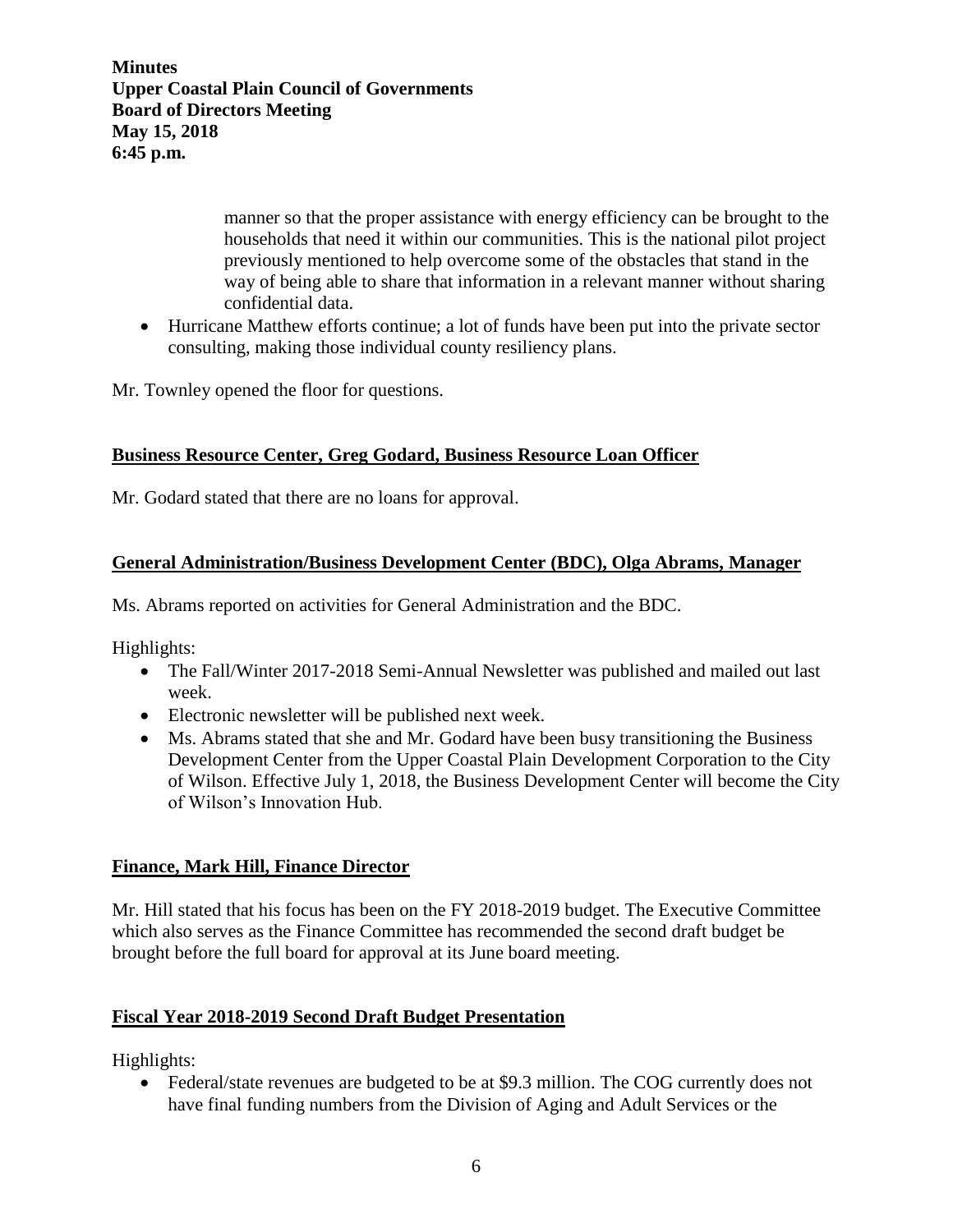manner so that the proper assistance with energy efficiency can be brought to the households that need it within our communities. This is the national pilot project previously mentioned to help overcome some of the obstacles that stand in the way of being able to share that information in a relevant manner without sharing confidential data.

- Hurricane Matthew efforts continue; a lot of funds have been put into the private sector consulting, making those individual county resiliency plans.

Mr. Townley opened the floor for questions.

**Business Resource Center, Greg Godard, Business Resource Loan Officer**

Mr. Godard stated that there are no loans for approval.

**General Administration/Business Development Center (BDC), Olga Abrams, Manager**

Ms. Abrams reported on activities for General Administration and the BDC.

Highlights:

- The Fall/Winter 2017-2018 Semi-Annual Newsletter was published and mailed out last week.
- Electronic newsletter will be published next week.
- Ms. Abrams stated that she and Mr. Godard have been busy transitioning the Business Development Center from the Upper Coastal Plain Development Corporation to the City of Wilson. Effective July 1, 2018, the Business Development Center will become the City of Wilson's Innovation Hub.

**Finance, Mark Hill, Finance Director**

Mr. Hill stated that his focus has been on the FY 2018-2019 budget. The Executive Committee which also serves as the Finance Committee has recommended the second draft budget be brought before the full board for approval at its June board meeting.

**Fiscal Year 2018-2019 Second Draft Budget Presentation**

Highlights:

- Federal/state revenues are budgeted to be at $9.3 million. The COG currently does not have final funding numbers from the Division of Aging and Adult Services or the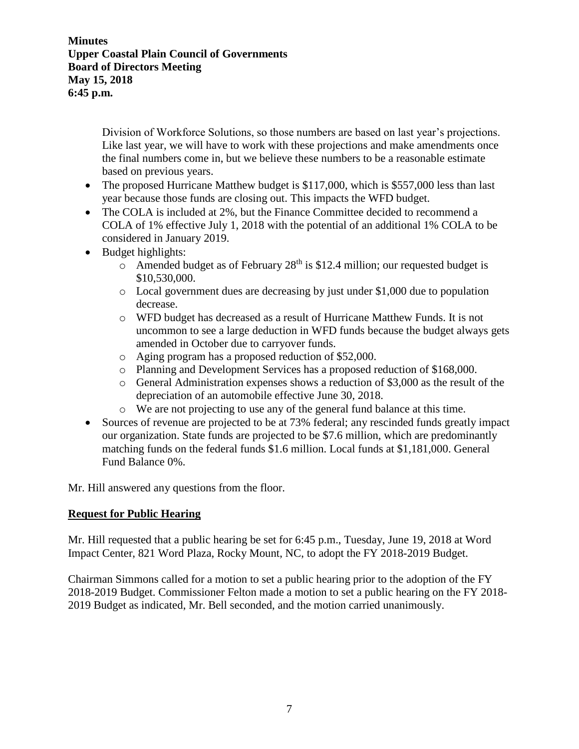Division of Workforce Solutions, so those numbers are based on last year's projections. Like last year, we will have to work with these projections and make amendments once the final numbers come in, but we believe these numbers to be a reasonable estimate based on previous years.

- The proposed Hurricane Matthew budget is $117,000, which is $557,000 less than last year because those funds are closing out. This impacts the WFD budget.
- The COLA is included at 2%, but the Finance Committee decided to recommend a COLA of 1% effective July 1, 2018 with the potential of an additional 1% COLA to be considered in January 2019.
- Budget highlights:
  - Amended budget as of February 28th is $12.4 million; our requested budget is $10,530,000.
  - Local government dues are decreasing by just under $1,000 due to population decrease.
  - WFD budget has decreased as a result of Hurricane Matthew Funds. It is not uncommon to see a large deduction in WFD funds because the budget always gets amended in October due to carryover funds.
  - Aging program has a proposed reduction of $52,000.
  - Planning and Development Services has a proposed reduction of $168,000.
  - General Administration expenses shows a reduction of $3,000 as the result of the depreciation of an automobile effective June 30, 2018.
  - We are not projecting to use any of the general fund balance at this time.
- Sources of revenue are projected to be at 73% federal; any rescinded funds greatly impact our organization. State funds are projected to be $7.6 million, which are predominantly matching funds on the federal funds $1.6 million. Local funds at $1,181,000. General Fund Balance 0%.

Mr. Hill answered any questions from the floor.

## Request for Public Hearing

Mr. Hill requested that a public hearing be set for 6:45 p.m., Tuesday, June 19, 2018 at Word Impact Center, 821 Word Plaza, Rocky Mount, NC, to adopt the FY 2018-2019 Budget.

Chairman Simmons called for a motion to set a public hearing prior to the adoption of the FY 2018-2019 Budget. Commissioner Felton made a motion to set a public hearing on the FY 2018-2019 Budget as indicated, Mr. Bell seconded, and the motion carried unanimously.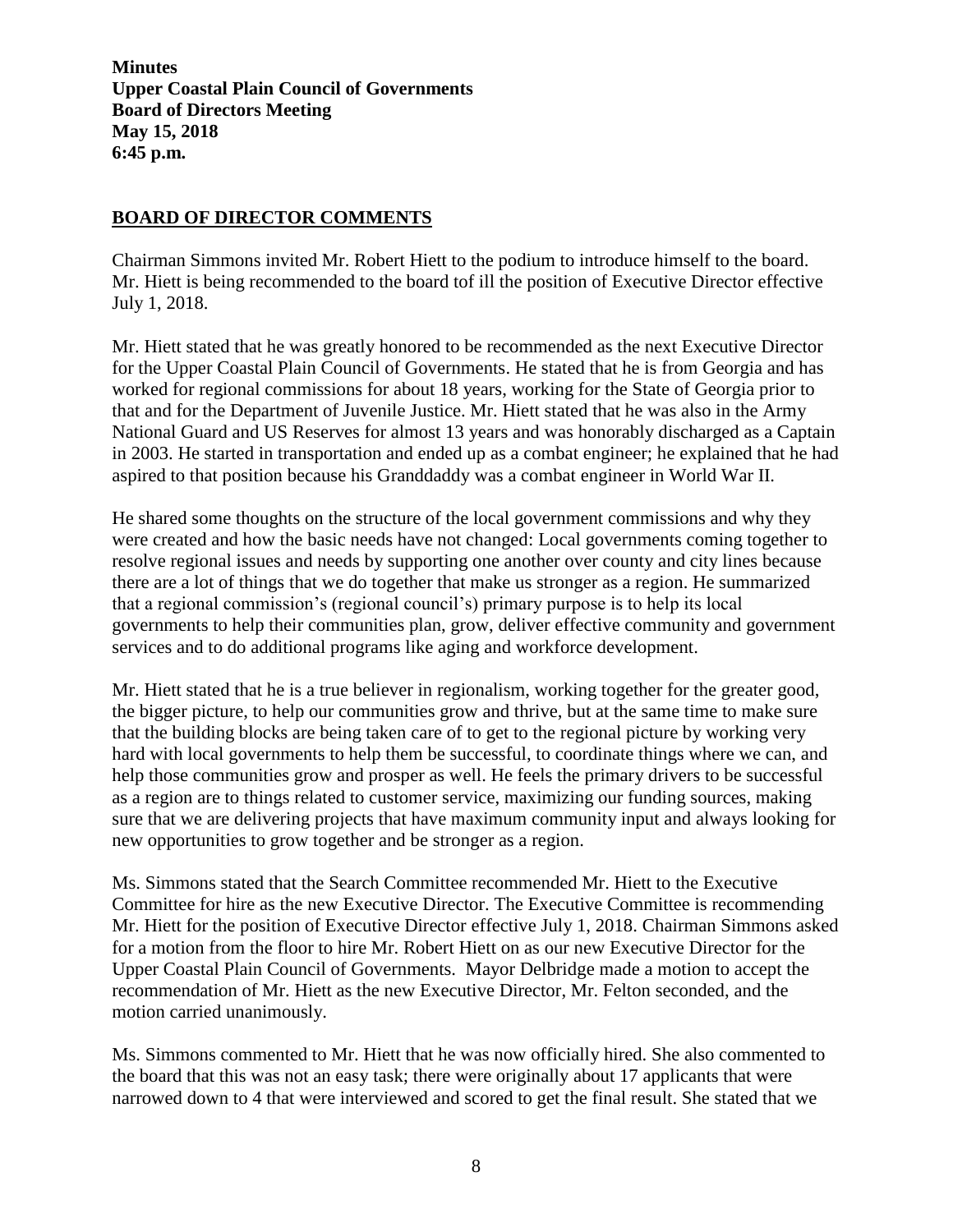**Minutes**
**Upper Coastal Plain Council of Governments**
**Board of Directors Meeting**
**May 15, 2018**
**6:45 p.m.**

## BOARD OF DIRECTOR COMMENTS

Chairman Simmons invited Mr. Robert Hiett to the podium to introduce himself to the board. Mr. Hiett is being recommended to the board tof ill the position of Executive Director effective July 1, 2018.

Mr. Hiett stated that he was greatly honored to be recommended as the next Executive Director for the Upper Coastal Plain Council of Governments. He stated that he is from Georgia and has worked for regional commissions for about 18 years, working for the State of Georgia prior to that and for the Department of Juvenile Justice. Mr. Hiett stated that he was also in the Army National Guard and US Reserves for almost 13 years and was honorably discharged as a Captain in 2003. He started in transportation and ended up as a combat engineer; he explained that he had aspired to that position because his Granddaddy was a combat engineer in World War II.

He shared some thoughts on the structure of the local government commissions and why they were created and how the basic needs have not changed: Local governments coming together to resolve regional issues and needs by supporting one another over county and city lines because there are a lot of things that we do together that make us stronger as a region. He summarized that a regional commission's (regional council's) primary purpose is to help its local governments to help their communities plan, grow, deliver effective community and government services and to do additional programs like aging and workforce development.

Mr. Hiett stated that he is a true believer in regionalism, working together for the greater good, the bigger picture, to help our communities grow and thrive, but at the same time to make sure that the building blocks are being taken care of to get to the regional picture by working very hard with local governments to help them be successful, to coordinate things where we can, and help those communities grow and prosper as well. He feels the primary drivers to be successful as a region are to things related to customer service, maximizing our funding sources, making sure that we are delivering projects that have maximum community input and always looking for new opportunities to grow together and be stronger as a region.

Ms. Simmons stated that the Search Committee recommended Mr. Hiett to the Executive Committee for hire as the new Executive Director. The Executive Committee is recommending Mr. Hiett for the position of Executive Director effective July 1, 2018. Chairman Simmons asked for a motion from the floor to hire Mr. Robert Hiett on as our new Executive Director for the Upper Coastal Plain Council of Governments. Mayor Delbridge made a motion to accept the recommendation of Mr. Hiett as the new Executive Director, Mr. Felton seconded, and the motion carried unanimously.

Ms. Simmons commented to Mr. Hiett that he was now officially hired. She also commented to the board that this was not an easy task; there were originally about 17 applicants that were narrowed down to 4 that were interviewed and scored to get the final result. She stated that we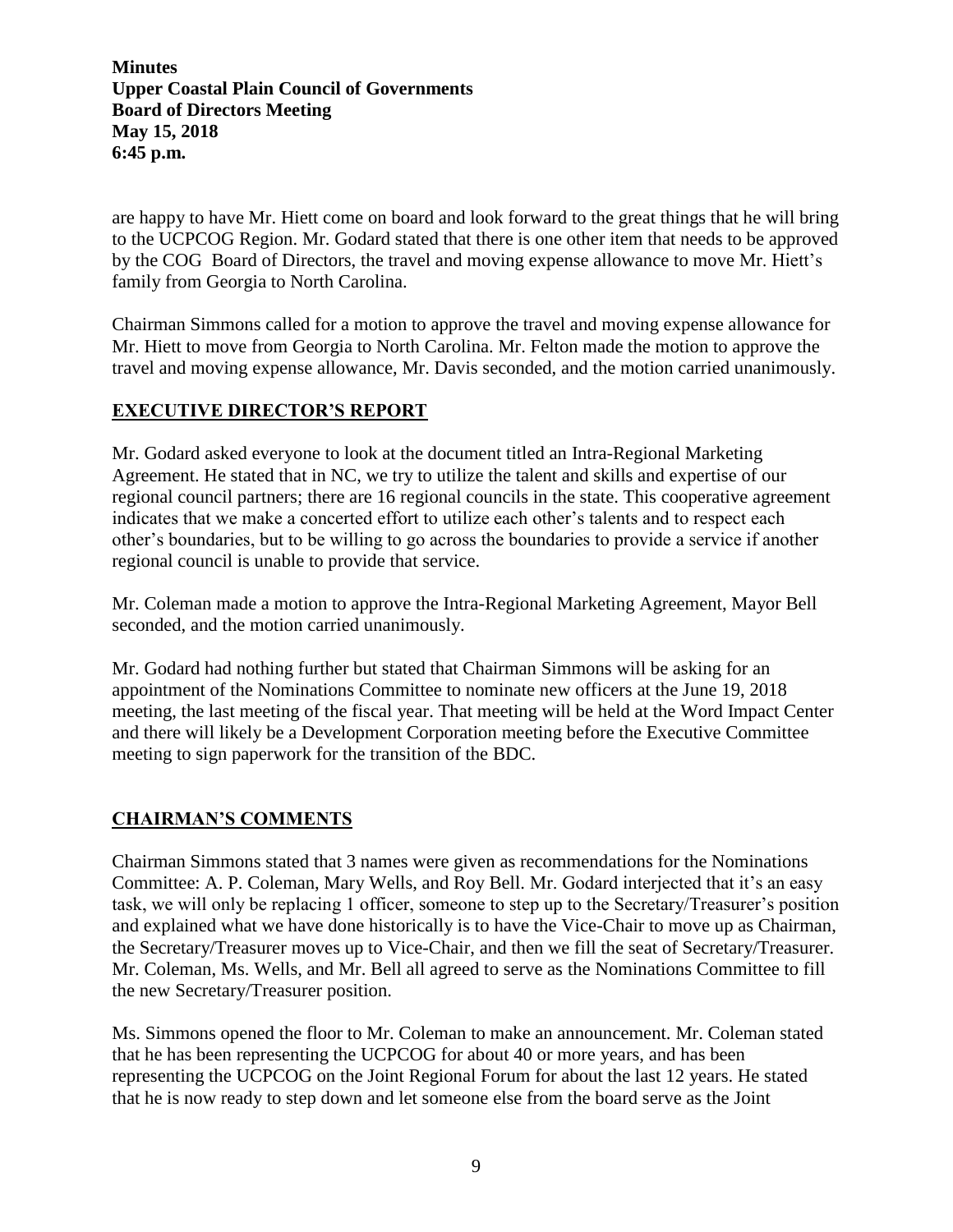are happy to have Mr. Hiett come on board and look forward to the great things that he will bring to the UCPCOG Region. Mr. Godard stated that there is one other item that needs to be approved by the COG Board of Directors, the travel and moving expense allowance to move Mr. Hiett's family from Georgia to North Carolina.

Chairman Simmons called for a motion to approve the travel and moving expense allowance for Mr. Hiett to move from Georgia to North Carolina. Mr. Felton made the motion to approve the travel and moving expense allowance, Mr. Davis seconded, and the motion carried unanimously.

## EXECUTIVE DIRECTOR'S REPORT

Mr. Godard asked everyone to look at the document titled an Intra-Regional Marketing Agreement. He stated that in NC, we try to utilize the talent and skills and expertise of our regional council partners; there are 16 regional councils in the state. This cooperative agreement indicates that we make a concerted effort to utilize each other's talents and to respect each other's boundaries, but to be willing to go across the boundaries to provide a service if another regional council is unable to provide that service.

Mr. Coleman made a motion to approve the Intra-Regional Marketing Agreement, Mayor Bell seconded, and the motion carried unanimously.

Mr. Godard had nothing further but stated that Chairman Simmons will be asking for an appointment of the Nominations Committee to nominate new officers at the June 19, 2018 meeting, the last meeting of the fiscal year. That meeting will be held at the Word Impact Center and there will likely be a Development Corporation meeting before the Executive Committee meeting to sign paperwork for the transition of the BDC.

## CHAIRMAN'S COMMENTS

Chairman Simmons stated that 3 names were given as recommendations for the Nominations Committee: A. P. Coleman, Mary Wells, and Roy Bell. Mr. Godard interjected that it's an easy task, we will only be replacing 1 officer, someone to step up to the Secretary/Treasurer's position and explained what we have done historically is to have the Vice-Chair to move up as Chairman, the Secretary/Treasurer moves up to Vice-Chair, and then we fill the seat of Secretary/Treasurer. Mr. Coleman, Ms. Wells, and Mr. Bell all agreed to serve as the Nominations Committee to fill the new Secretary/Treasurer position.

Ms. Simmons opened the floor to Mr. Coleman to make an announcement. Mr. Coleman stated that he has been representing the UCPCOG for about 40 or more years, and has been representing the UCPCOG on the Joint Regional Forum for about the last 12 years. He stated that he is now ready to step down and let someone else from the board serve as the Joint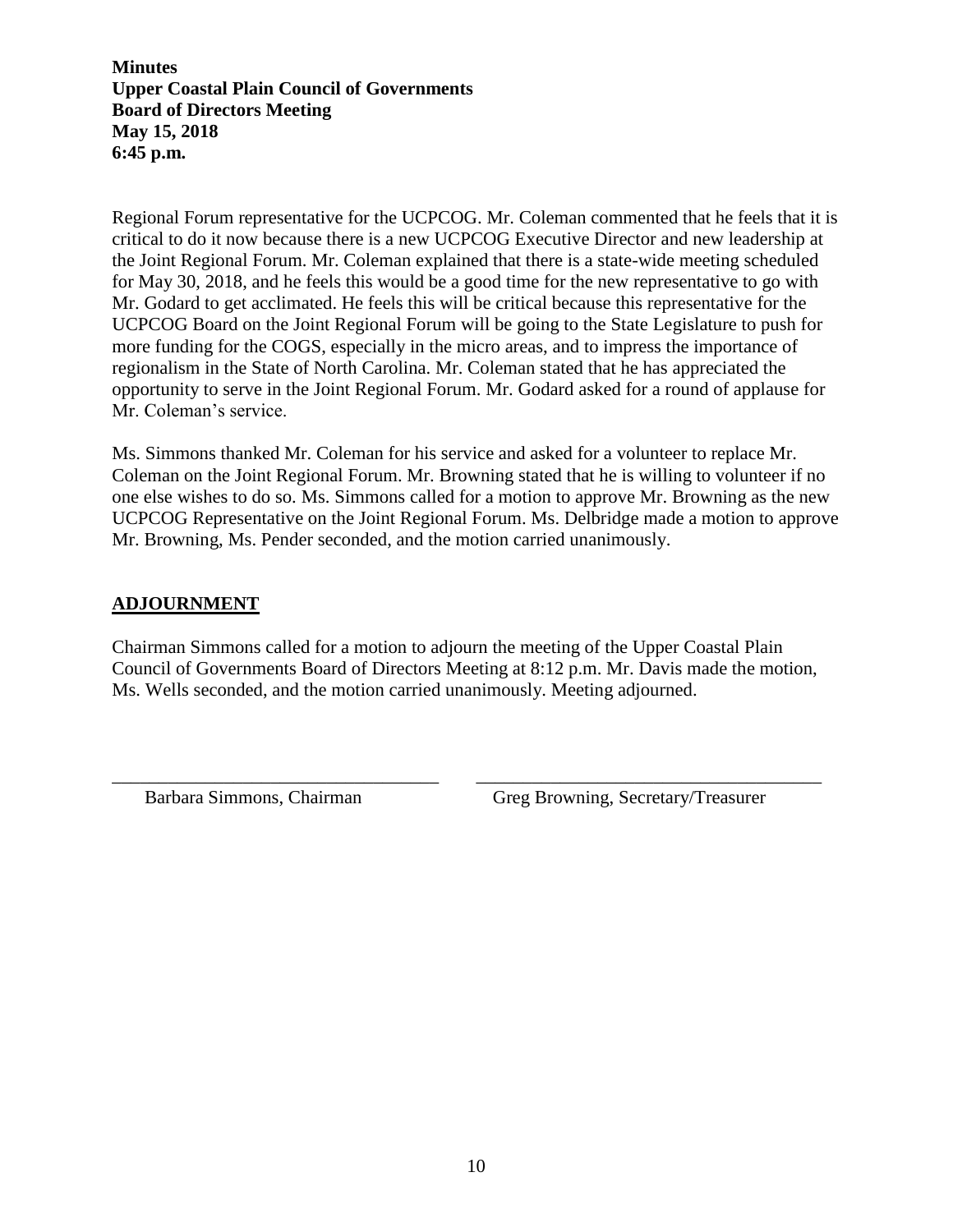**Minutes**
**Upper Coastal Plain Council of Governments**
**Board of Directors Meeting**
**May 15, 2018**
**6:45 p.m.**

Regional Forum representative for the UCPCOG. Mr. Coleman commented that he feels that it is critical to do it now because there is a new UCPCOG Executive Director and new leadership at the Joint Regional Forum. Mr. Coleman explained that there is a state-wide meeting scheduled for May 30, 2018, and he feels this would be a good time for the new representative to go with Mr. Godard to get acclimated. He feels this will be critical because this representative for the UCPCOG Board on the Joint Regional Forum will be going to the State Legislature to push for more funding for the COGS, especially in the micro areas, and to impress the importance of regionalism in the State of North Carolina. Mr. Coleman stated that he has appreciated the opportunity to serve in the Joint Regional Forum. Mr. Godard asked for a round of applause for Mr. Coleman's service.

Ms. Simmons thanked Mr. Coleman for his service and asked for a volunteer to replace Mr. Coleman on the Joint Regional Forum. Mr. Browning stated that he is willing to volunteer if no one else wishes to do so. Ms. Simmons called for a motion to approve Mr. Browning as the new UCPCOG Representative on the Joint Regional Forum. Ms. Delbridge made a motion to approve Mr. Browning, Ms. Pender seconded, and the motion carried unanimously.

## ADJOURNMENT

Chairman Simmons called for a motion to adjourn the meeting of the Upper Coastal Plain Council of Governments Board of Directors Meeting at 8:12 p.m. Mr. Davis made the motion, Ms. Wells seconded, and the motion carried unanimously. Meeting adjourned.

\_\_\_\_\_\_\_\_\_\_\_\_\_\_\_\_\_\_\_\_\_\_\_\_\_\_\_\_\_\_\_\_\_\_\_\_
Barbara Simmons, Chairman

\_\_\_\_\_\_\_\_\_\_\_\_\_\_\_\_\_\_\_\_\_\_\_\_\_\_\_\_\_\_\_\_\_\_\_\_
Greg Browning, Secretary/Treasurer